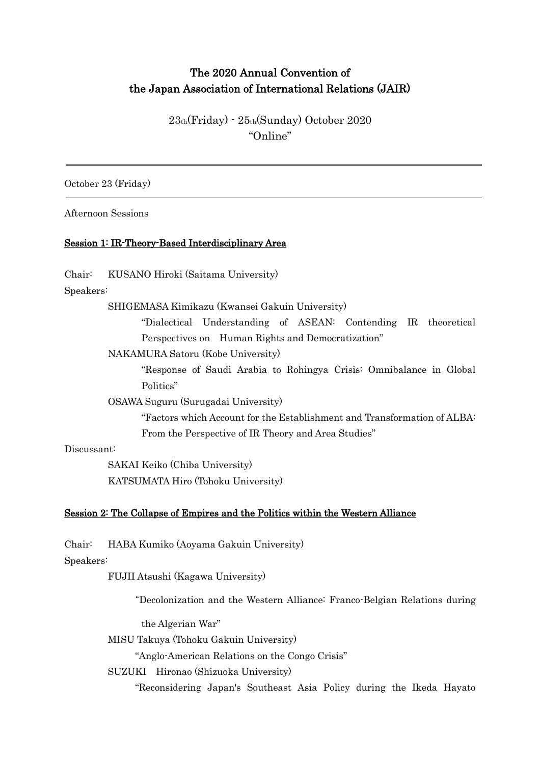# The 2020 Annual Convention of the Japan Association of International Relations (JAIR)

23th(Friday) - 25th(Sunday) October 2020
"Online"

---

October 23 (Friday)

---

Afternoon Sessions

## Session 1: IR-Theory-Based Interdisciplinary Area

Chair: KUSANO Hiroki (Saitama University)

Speakers:

SHIGEMASA Kimikazu (Kwansei Gakuin University)

"Dialectical Understanding of ASEAN: Contending IR theoretical Perspectives on Human Rights and Democratization"

NAKAMURA Satoru (Kobe University)

"Response of Saudi Arabia to Rohingya Crisis: Omnibalance in Global Politics"

OSAWA Suguru (Surugadai University)

"Factors which Account for the Establishment and Transformation of ALBA: From the Perspective of IR Theory and Area Studies"

Discussant:

SAKAI Keiko (Chiba University)

KATSUMATA Hiro (Tohoku University)

## Session 2: The Collapse of Empires and the Politics within the Western Alliance

Chair: HABA Kumiko (Aoyama Gakuin University)

Speakers:

FUJII Atsushi (Kagawa University)

"Decolonization and the Western Alliance: Franco-Belgian Relations during the Algerian War"

MISU Takuya (Tohoku Gakuin University)

"Anglo-American Relations on the Congo Crisis"

SUZUKI Hironao (Shizuoka University)

"Reconsidering Japan's Southeast Asia Policy during the Ikeda Hayato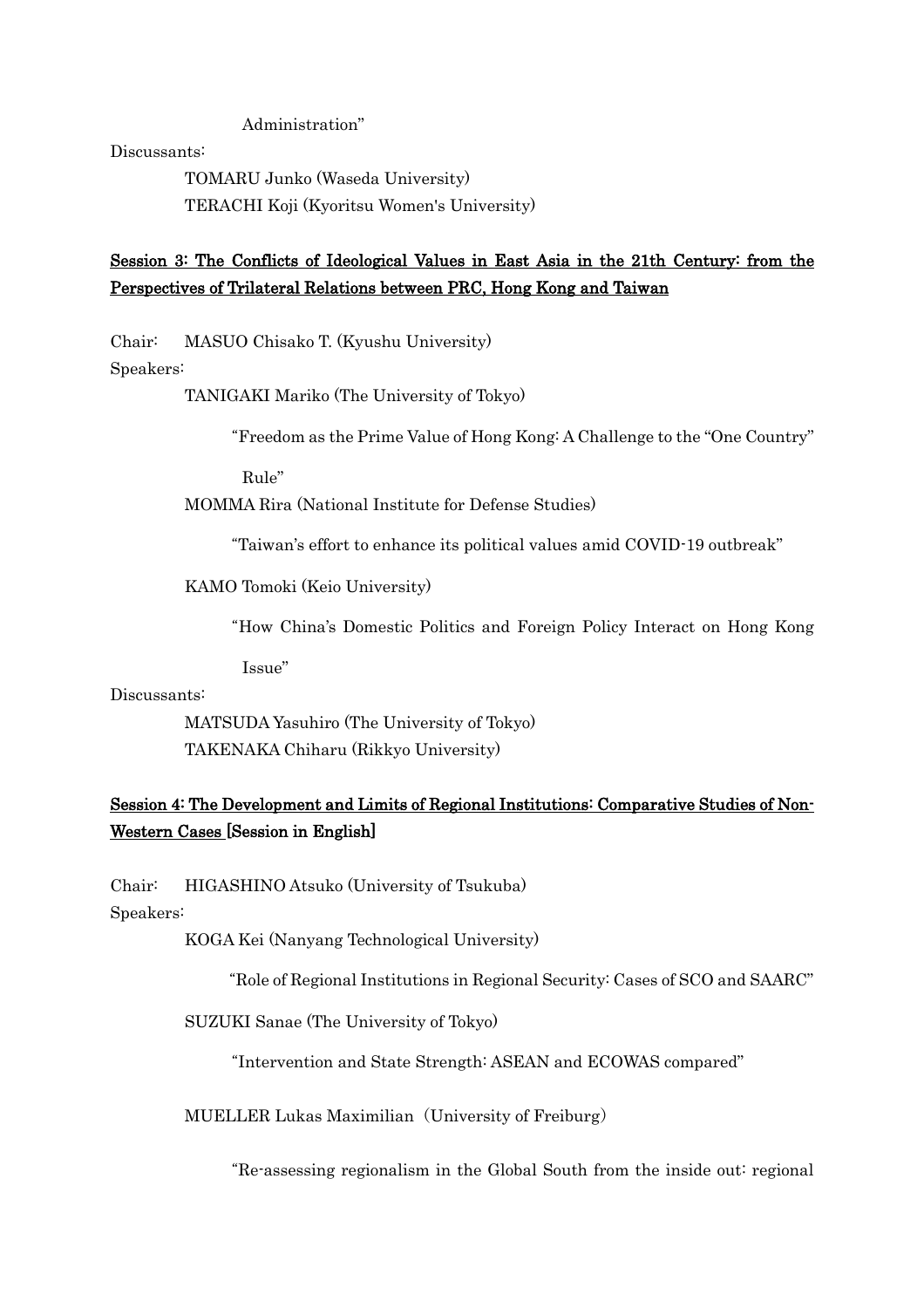Administration"

Discussants:

TOMARU Junko (Waseda University)
TERACHI Koji (Kyoritsu Women's University)

## Session 3: The Conflicts of Ideological Values in East Asia in the 21th Century: from the Perspectives of Trilateral Relations between PRC, Hong Kong and Taiwan

Chair: MASUO Chisako T. (Kyushu University)

Speakers:

TANIGAKI Mariko (The University of Tokyo)

"Freedom as the Prime Value of Hong Kong: A Challenge to the "One Country" Rule"

MOMMA Rira (National Institute for Defense Studies)

"Taiwan's effort to enhance its political values amid COVID-19 outbreak"

KAMO Tomoki (Keio University)

"How China's Domestic Politics and Foreign Policy Interact on Hong Kong Issue"

Discussants:

MATSUDA Yasuhiro (The University of Tokyo)
TAKENAKA Chiharu (Rikkyo University)

## Session 4: The Development and Limits of Regional Institutions: Comparative Studies of Non-Western Cases [Session in English]

Chair: HIGASHINO Atsuko (University of Tsukuba)

Speakers:

KOGA Kei (Nanyang Technological University)

"Role of Regional Institutions in Regional Security: Cases of SCO and SAARC"

SUZUKI Sanae (The University of Tokyo)

"Intervention and State Strength: ASEAN and ECOWAS compared"

MUELLER Lukas Maximilian（University of Freiburg）

"Re-assessing regionalism in the Global South from the inside out: regional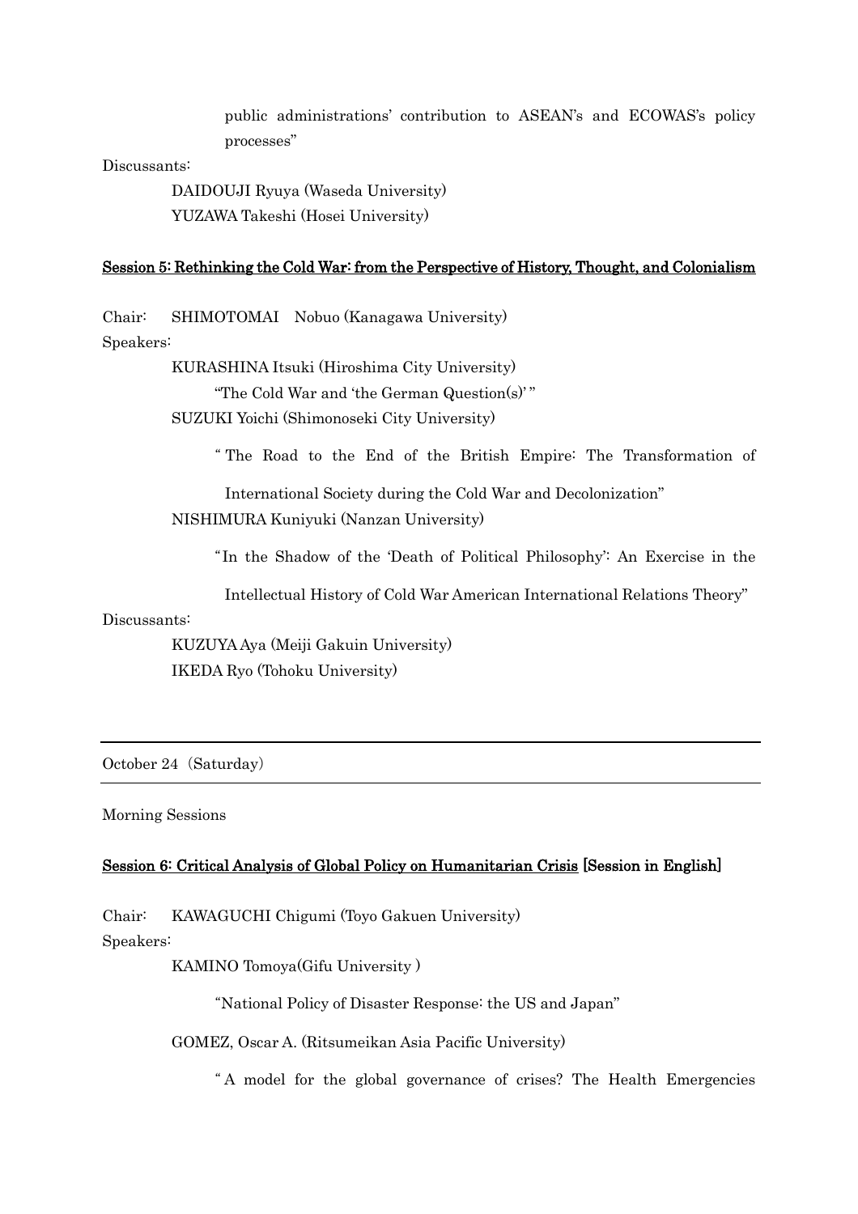public administrations' contribution to ASEAN's and ECOWAS's policy processes"

Discussants:

DAIDOUJI Ryuya (Waseda University)
YUZAWA Takeshi (Hosei University)

## Session 5: Rethinking the Cold War: from the Perspective of History, Thought, and Colonialism

Chair: SHIMOTOMAI Nobuo (Kanagawa University)

Speakers:

KURASHINA Itsuki (Hiroshima City University)
"The Cold War and 'the German Question(s)' "

SUZUKI Yoichi (Shimonoseki City University)
" The Road to the End of the British Empire: The Transformation of International Society during the Cold War and Decolonization"

NISHIMURA Kuniyuki (Nanzan University)
"In the Shadow of the 'Death of Political Philosophy': An Exercise in the Intellectual History of Cold War American International Relations Theory"

Discussants:

KUZUYA Aya (Meiji Gakuin University)
IKEDA Ryo (Tohoku University)

---

October 24（Saturday）

---

Morning Sessions

## Session 6: Critical Analysis of Global Policy on Humanitarian Crisis [Session in English]

Chair: KAWAGUCHI Chigumi (Toyo Gakuen University)

Speakers:

KAMINO Tomoya(Gifu University )
"National Policy of Disaster Response: the US and Japan"

GOMEZ, Oscar A. (Ritsumeikan Asia Pacific University)
" A model for the global governance of crises? The Health Emergencies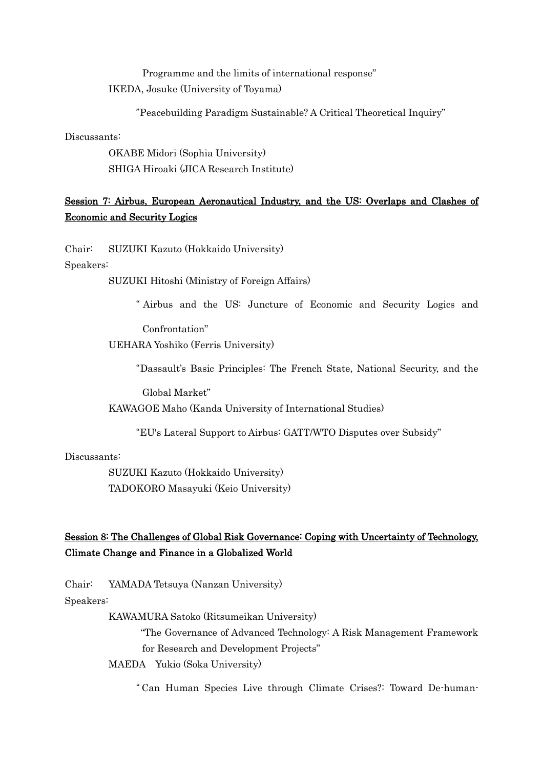Programme and the limits of international response"

IKEDA, Josuke (University of Toyama)

"Peacebuilding Paradigm Sustainable? A Critical Theoretical Inquiry"

Discussants:

OKABE Midori (Sophia University)
SHIGA Hiroaki (JICA Research Institute)

## Session 7: Airbus, European Aeronautical Industry, and the US: Overlaps and Clashes of Economic and Security Logics

Chair: SUZUKI Kazuto (Hokkaido University)

Speakers:

SUZUKI Hitoshi (Ministry of Foreign Affairs)

" Airbus and the US: Juncture of Economic and Security Logics and Confrontation"

UEHARA Yoshiko (Ferris University)

"Dassault's Basic Principles: The French State, National Security, and the Global Market"

KAWAGOE Maho (Kanda University of International Studies)

"EU's Lateral Support to Airbus: GATT/WTO Disputes over Subsidy"

Discussants:

SUZUKI Kazuto (Hokkaido University)
TADOKORO Masayuki (Keio University)

## Session 8: The Challenges of Global Risk Governance: Coping with Uncertainty of Technology, Climate Change and Finance in a Globalized World

Chair: YAMADA Tetsuya (Nanzan University)

Speakers:

KAWAMURA Satoko (Ritsumeikan University)

"The Governance of Advanced Technology: A Risk Management Framework for Research and Development Projects"

MAEDA Yukio (Soka University)

" Can Human Species Live through Climate Crises?: Toward De-human-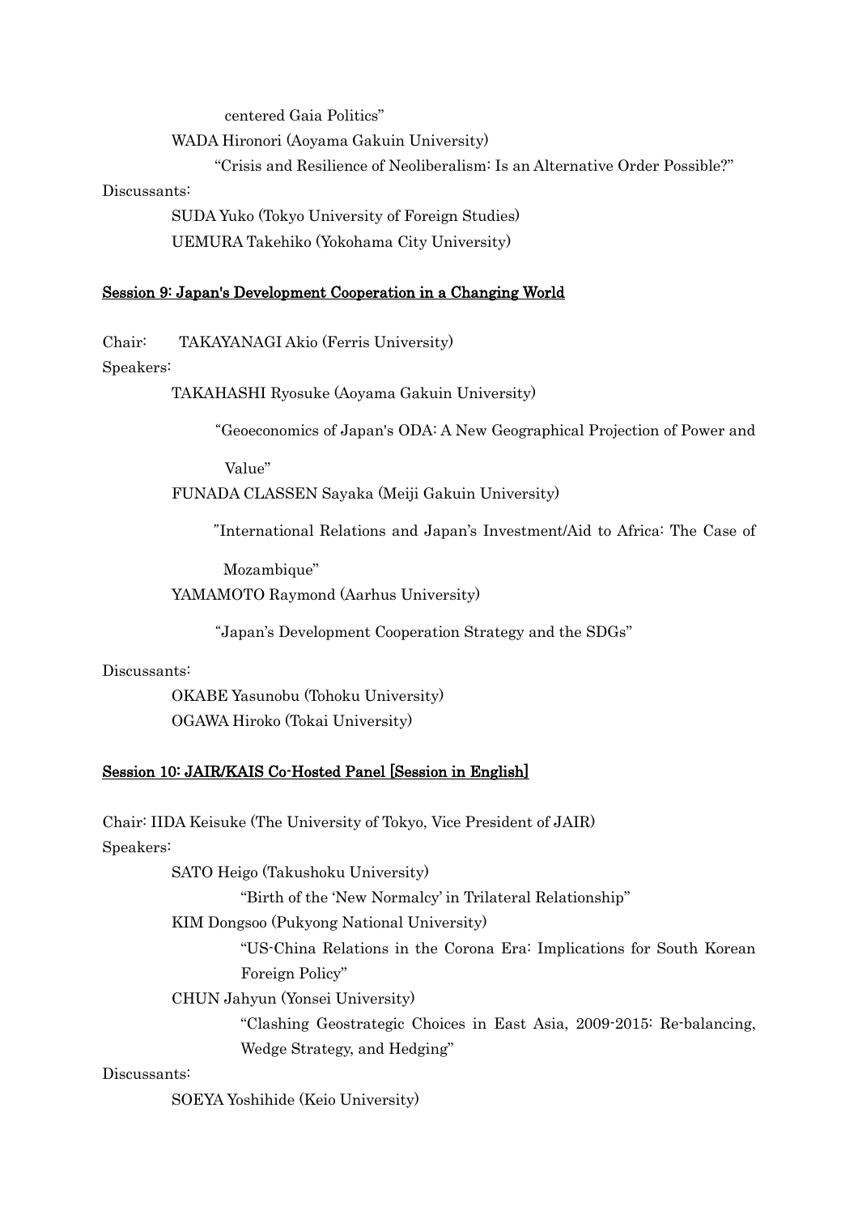centered Gaia Politics"

WADA Hironori (Aoyama Gakuin University)

"Crisis and Resilience of Neoliberalism: Is an Alternative Order Possible?"

Discussants:

SUDA Yuko (Tokyo University of Foreign Studies)

UEMURA Takehiko (Yokohama City University)

## Session 9: Japan's Development Cooperation in a Changing World

Chair: TAKAYANAGI Akio (Ferris University)

Speakers:

TAKAHASHI Ryosuke (Aoyama Gakuin University)

"Geoeconomics of Japan's ODA: A New Geographical Projection of Power and Value"

FUNADA CLASSEN Sayaka (Meiji Gakuin University)

"International Relations and Japan's Investment/Aid to Africa: The Case of Mozambique"

YAMAMOTO Raymond (Aarhus University)

"Japan's Development Cooperation Strategy and the SDGs"

Discussants:

OKABE Yasunobu (Tohoku University)

OGAWA Hiroko (Tokai University)

## Session 10: JAIR/KAIS Co-Hosted Panel [Session in English]

Chair: IIDA Keisuke (The University of Tokyo, Vice President of JAIR)

Speakers:

SATO Heigo (Takushoku University)

"Birth of the 'New Normalcy' in Trilateral Relationship"

KIM Dongsoo (Pukyong National University)

"US-China Relations in the Corona Era: Implications for South Korean Foreign Policy"

CHUN Jahyun (Yonsei University)

"Clashing Geostrategic Choices in East Asia, 2009-2015: Re-balancing, Wedge Strategy, and Hedging"

Discussants:

SOEYA Yoshihide (Keio University)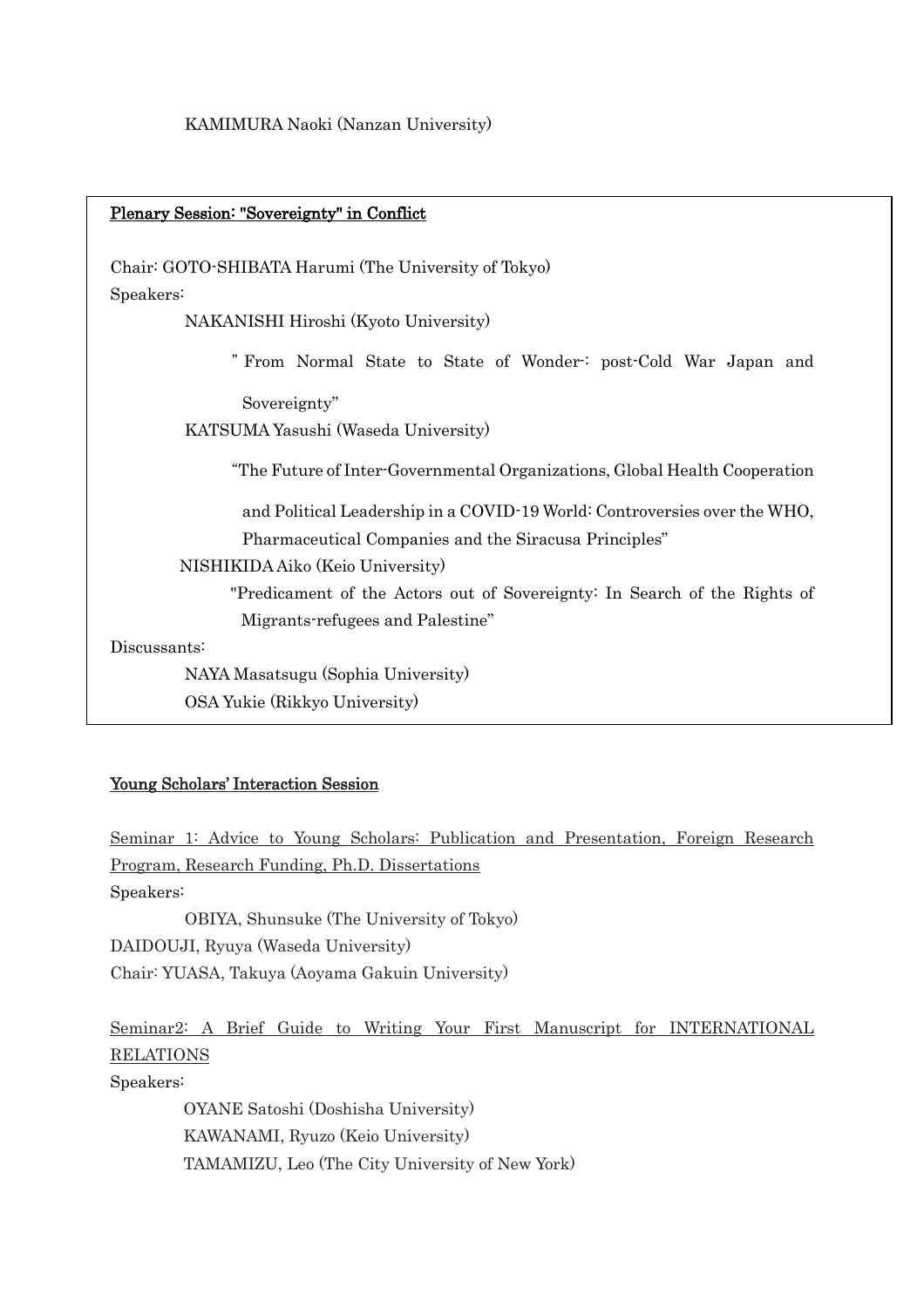KAMIMURA Naoki (Nanzan University)

**Plenary Session: "Sovereignty" in Conflict**

Chair: GOTO-SHIBATA Harumi (The University of Tokyo)

Speakers:

NAKANISHI Hiroshi (Kyoto University)

" From Normal State to State of Wonder-: post-Cold War Japan and Sovereignty"

KATSUMA Yasushi (Waseda University)

"The Future of Inter-Governmental Organizations, Global Health Cooperation and Political Leadership in a COVID-19 World: Controversies over the WHO, Pharmaceutical Companies and the Siracusa Principles"

NISHIKIDA Aiko (Keio University)

"Predicament of the Actors out of Sovereignty: In Search of the Rights of Migrants-refugees and Palestine"

Discussants:

NAYA Masatsugu (Sophia University)

OSA Yukie (Rikkyo University)

**Young Scholars' Interaction Session**

Seminar 1: Advice to Young Scholars: Publication and Presentation, Foreign Research Program, Research Funding, Ph.D. Dissertations

Speakers:

OBIYA, Shunsuke (The University of Tokyo)

DAIDOUJI, Ryuya (Waseda University)

Chair: YUASA, Takuya (Aoyama Gakuin University)

Seminar2: A Brief Guide to Writing Your First Manuscript for INTERNATIONAL RELATIONS

Speakers:

OYANE Satoshi (Doshisha University)

KAWANAMI, Ryuzo (Keio University)

TAMAMIZU, Leo (The City University of New York)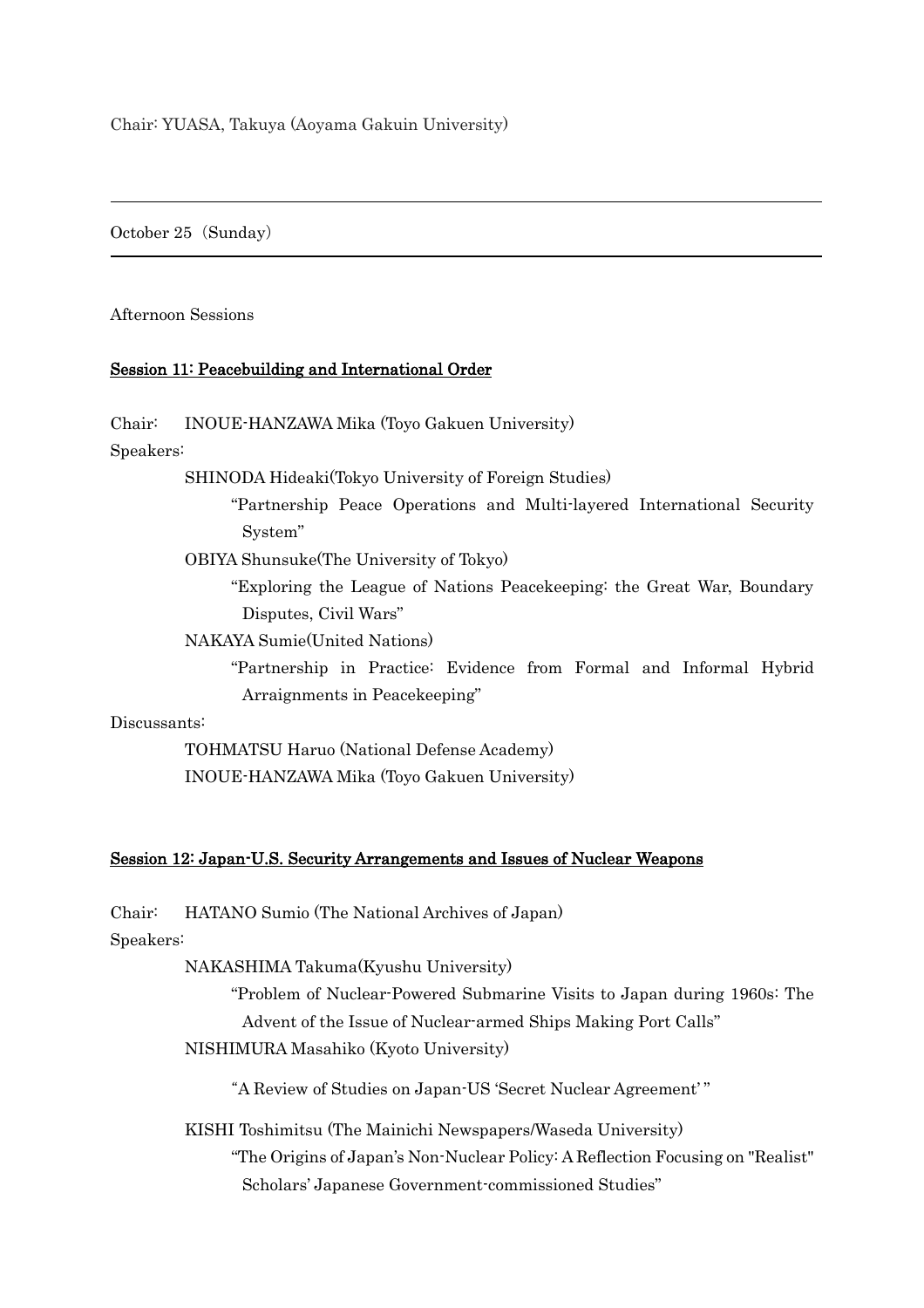Chair: YUASA, Takuya (Aoyama Gakuin University)

---

October 25（Sunday）

---

Afternoon Sessions

## Session 11: Peacebuilding and International Order

Chair: INOUE-HANZAWA Mika (Toyo Gakuen University)

Speakers:

- SHINODA Hideaki(Tokyo University of Foreign Studies)
  - "Partnership Peace Operations and Multi-layered International Security System"
- OBIYA Shunsuke(The University of Tokyo)
  - "Exploring the League of Nations Peacekeeping: the Great War, Boundary Disputes, Civil Wars"
- NAKAYA Sumie(United Nations)
  - "Partnership in Practice: Evidence from Formal and Informal Hybrid Arraignments in Peacekeeping"

Discussants:

- TOHMATSU Haruo (National Defense Academy)
- INOUE-HANZAWA Mika (Toyo Gakuen University)

## Session 12: Japan-U.S. Security Arrangements and Issues of Nuclear Weapons

Chair: HATANO Sumio (The National Archives of Japan)

Speakers:

- NAKASHIMA Takuma(Kyushu University)
  - "Problem of Nuclear-Powered Submarine Visits to Japan during 1960s: The Advent of the Issue of Nuclear-armed Ships Making Port Calls"
- NISHIMURA Masahiko (Kyoto University)
  - "A Review of Studies on Japan-US 'Secret Nuclear Agreement' "
- KISHI Toshimitsu (The Mainichi Newspapers/Waseda University)
  - "The Origins of Japan's Non-Nuclear Policy: A Reflection Focusing on "Realist" Scholars' Japanese Government-commissioned Studies"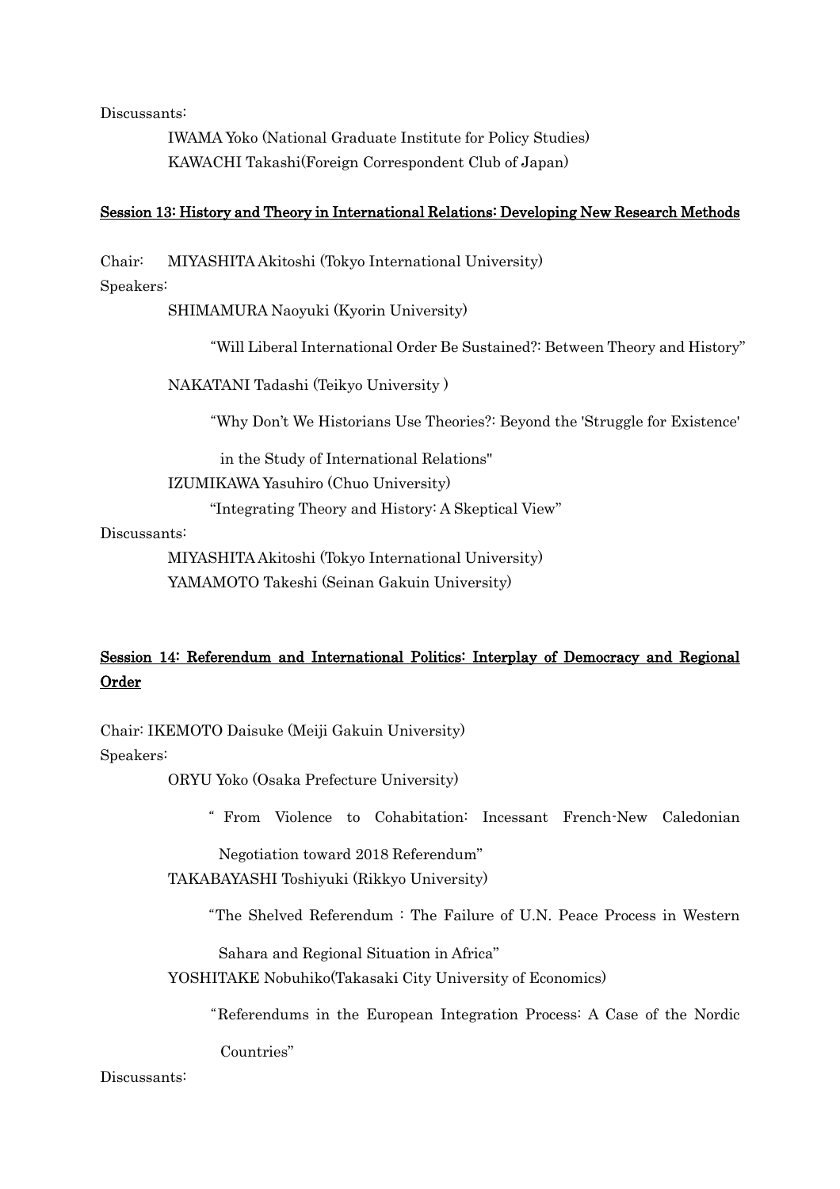Discussants:

IWAMA Yoko (National Graduate Institute for Policy Studies)
KAWACHI Takashi(Foreign Correspondent Club of Japan)

## Session 13: History and Theory in International Relations: Developing New Research Methods

Chair: MIYASHITA Akitoshi (Tokyo International University)

Speakers:

SHIMAMURA Naoyuki (Kyorin University)

"Will Liberal International Order Be Sustained?: Between Theory and History"

NAKATANI Tadashi (Teikyo University )

"Why Don't We Historians Use Theories?: Beyond the 'Struggle for Existence' in the Study of International Relations"

IZUMIKAWA Yasuhiro (Chuo University)

"Integrating Theory and History: A Skeptical View"

Discussants:

MIYASHITA Akitoshi (Tokyo International University)
YAMAMOTO Takeshi (Seinan Gakuin University)

## Session 14: Referendum and International Politics: Interplay of Democracy and Regional Order

Chair: IKEMOTO Daisuke (Meiji Gakuin University)

Speakers:

ORYU Yoko (Osaka Prefecture University)

" From Violence to Cohabitation: Incessant French-New Caledonian Negotiation toward 2018 Referendum"

TAKABAYASHI Toshiyuki (Rikkyo University)

"The Shelved Referendum : The Failure of U.N. Peace Process in Western Sahara and Regional Situation in Africa"

YOSHITAKE Nobuhiko(Takasaki City University of Economics)

"Referendums in the European Integration Process: A Case of the Nordic Countries"

Discussants: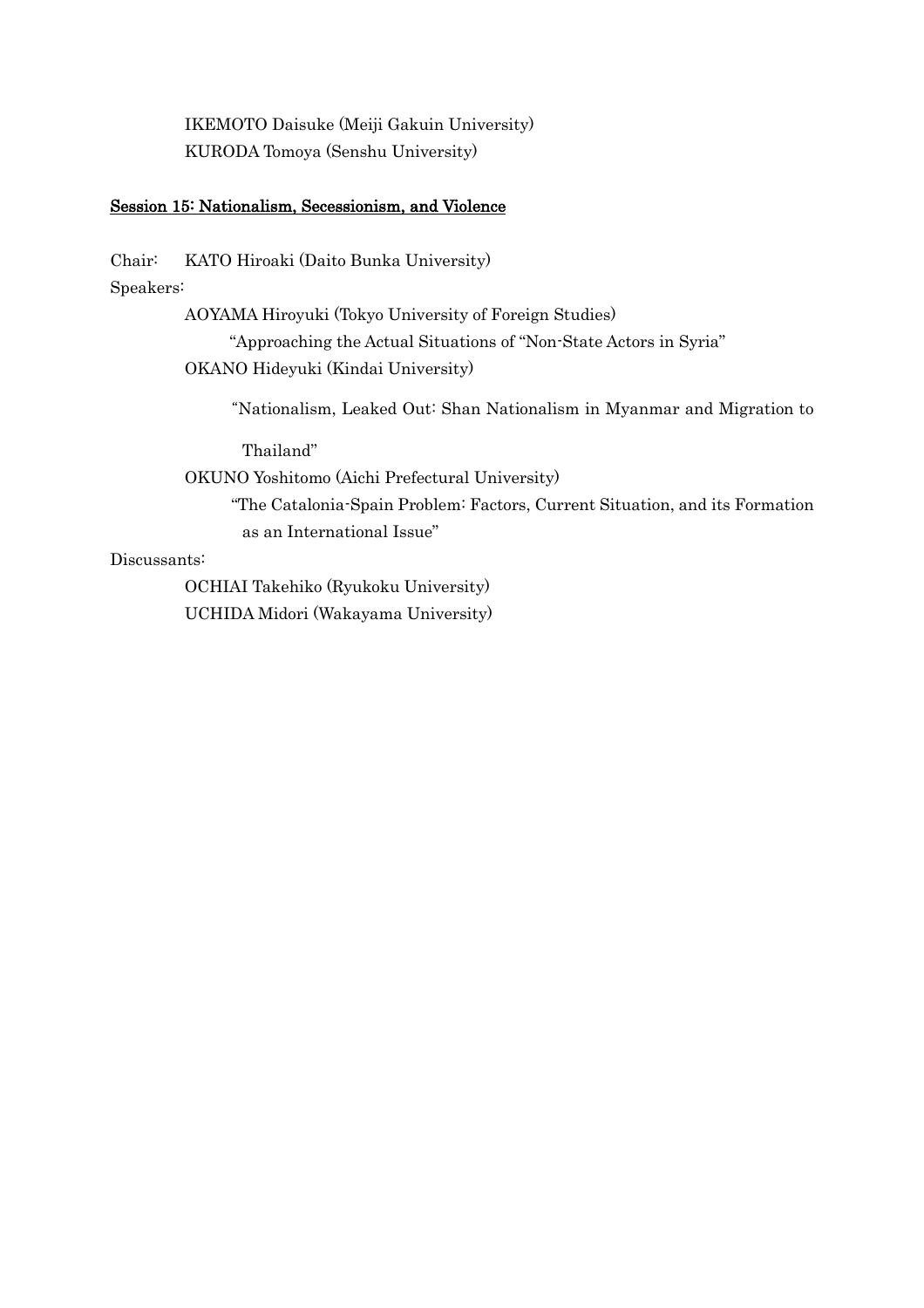IKEMOTO Daisuke (Meiji Gakuin University)
KURODA Tomoya (Senshu University)

**Session 15: Nationalism, Secessionism, and Violence**

Chair: KATO Hiroaki (Daito Bunka University)

Speakers:

AOYAMA Hiroyuki (Tokyo University of Foreign Studies)
"Approaching the Actual Situations of "Non-State Actors in Syria"

OKANO Hideyuki (Kindai University)
"Nationalism, Leaked Out: Shan Nationalism in Myanmar and Migration to Thailand"

OKUNO Yoshitomo (Aichi Prefectural University)
"The Catalonia-Spain Problem: Factors, Current Situation, and its Formation as an International Issue"

Discussants:

OCHIAI Takehiko (Ryukoku University)
UCHIDA Midori (Wakayama University)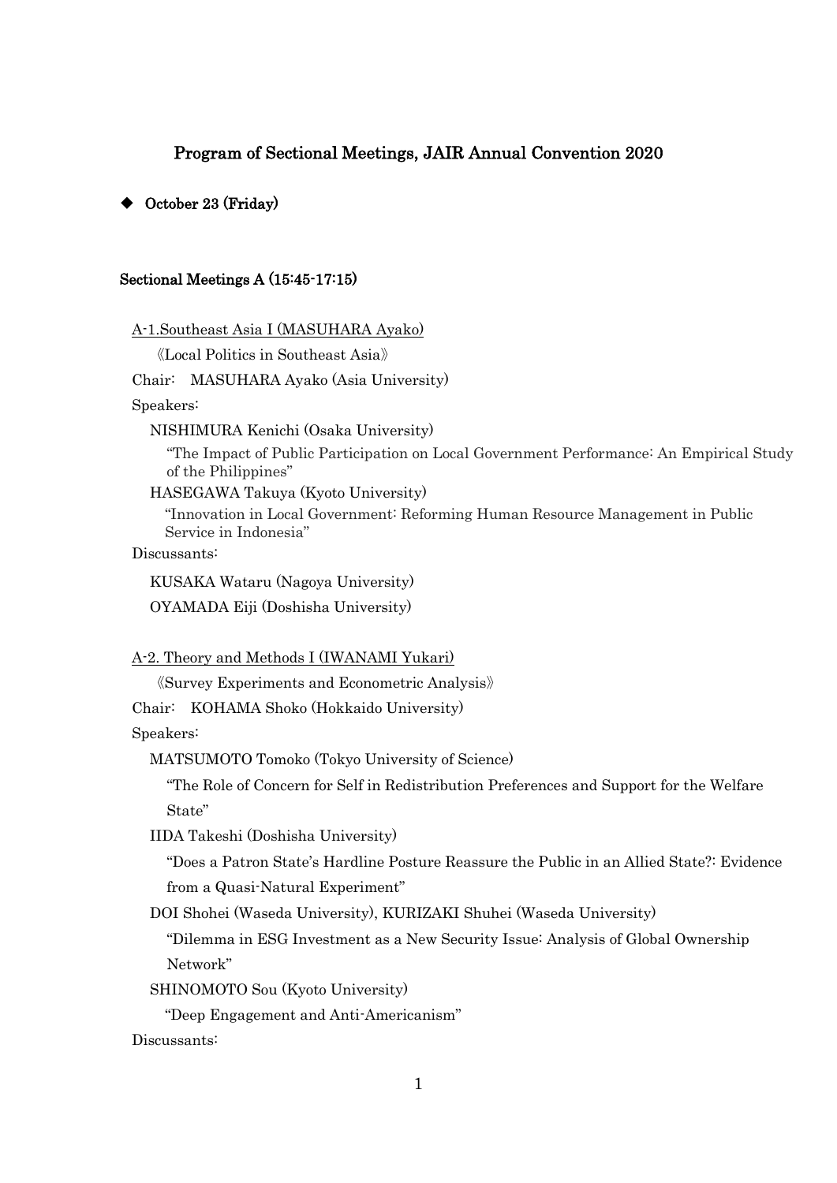# Program of Sectional Meetings, JAIR Annual Convention 2020

## ◆ October 23 (Friday)

### Sectional Meetings A (15:45-17:15)

A-1.Southeast Asia I (MASUHARA Ayako)

《Local Politics in Southeast Asia》

Chair: MASUHARA Ayako (Asia University)

Speakers:

NISHIMURA Kenichi (Osaka University)

"The Impact of Public Participation on Local Government Performance: An Empirical Study of the Philippines"

HASEGAWA Takuya (Kyoto University)

"Innovation in Local Government: Reforming Human Resource Management in Public Service in Indonesia"

Discussants:

KUSAKA Wataru (Nagoya University)

OYAMADA Eiji (Doshisha University)

A-2. Theory and Methods I (IWANAMI Yukari)

《Survey Experiments and Econometric Analysis》

Chair: KOHAMA Shoko (Hokkaido University)

Speakers:

MATSUMOTO Tomoko (Tokyo University of Science)

"The Role of Concern for Self in Redistribution Preferences and Support for the Welfare State"

IIDA Takeshi (Doshisha University)

"Does a Patron State's Hardline Posture Reassure the Public in an Allied State?: Evidence from a Quasi-Natural Experiment"

DOI Shohei (Waseda University), KURIZAKI Shuhei (Waseda University)

"Dilemma in ESG Investment as a New Security Issue: Analysis of Global Ownership Network"

SHINOMOTO Sou (Kyoto University)

"Deep Engagement and Anti-Americanism"

Discussants: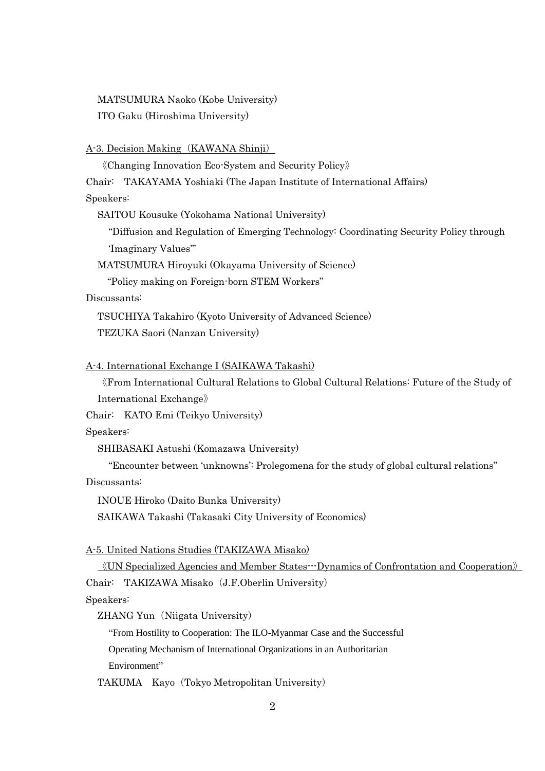MATSUMURA Naoko (Kobe University)

ITO Gaku (Hiroshima University)

A-3. Decision Making（KAWANA Shinji）

《Changing Innovation Eco-System and Security Policy》

Chair: TAKAYAMA Yoshiaki (The Japan Institute of International Affairs)

Speakers:

SAITOU Kousuke (Yokohama National University)

"Diffusion and Regulation of Emerging Technology: Coordinating Security Policy through 'Imaginary Values'"

MATSUMURA Hiroyuki (Okayama University of Science)

"Policy making on Foreign-born STEM Workers"

Discussants:

TSUCHIYA Takahiro (Kyoto University of Advanced Science)

TEZUKA Saori (Nanzan University)

A-4. International Exchange I (SAIKAWA Takashi)

《From International Cultural Relations to Global Cultural Relations: Future of the Study of International Exchange》

Chair: KATO Emi (Teikyo University)

Speakers:

SHIBASAKI Astushi (Komazawa University)

"Encounter between 'unknowns': Prolegomena for the study of global cultural relations"

Discussants:

INOUE Hiroko (Daito Bunka University)

SAIKAWA Takashi (Takasaki City University of Economics)

A-5. United Nations Studies (TAKIZAWA Misako)

《UN Specialized Agencies and Member States---Dynamics of Confrontation and Cooperation》

Chair: TAKIZAWA Misako（J.F.Oberlin University）

Speakers:

ZHANG Yun（Niigata University）

"From Hostility to Cooperation: The ILO-Myanmar Case and the Successful Operating Mechanism of International Organizations in an Authoritarian Environment"

TAKUMA Kayo（Tokyo Metropolitan University）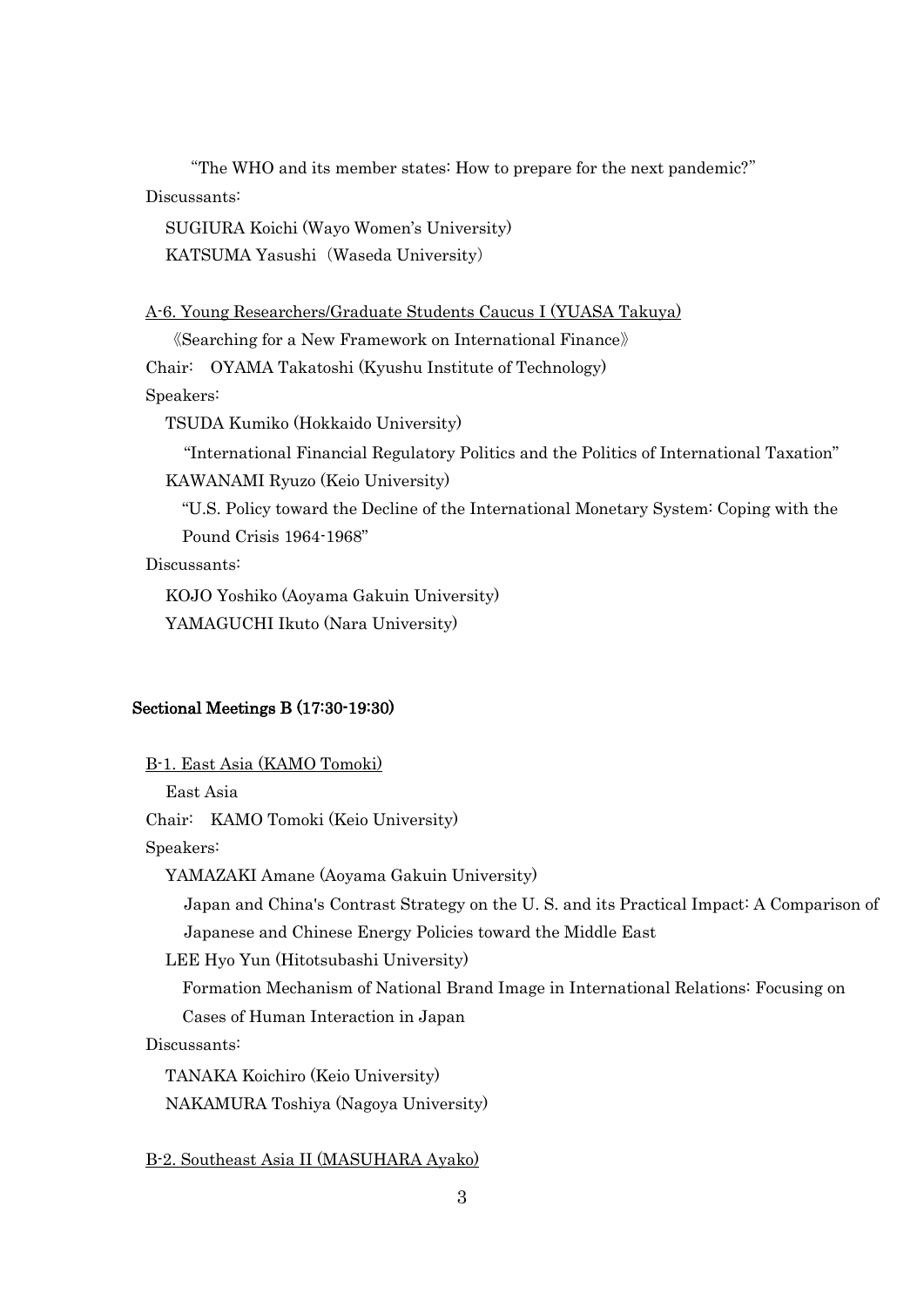"The WHO and its member states: How to prepare for the next pandemic?"

Discussants:

SUGIURA Koichi (Wayo Women's University)

KATSUMA Yasushi（Waseda University）

A-6. Young Researchers/Graduate Students Caucus I (YUASA Takuya)

《Searching for a New Framework on International Finance》

Chair:　OYAMA Takatoshi (Kyushu Institute of Technology)

Speakers:

TSUDA Kumiko (Hokkaido University)

"International Financial Regulatory Politics and the Politics of International Taxation"

KAWANAMI Ryuzo (Keio University)

"U.S. Policy toward the Decline of the International Monetary System: Coping with the Pound Crisis 1964-1968"

Discussants:

KOJO Yoshiko (Aoyama Gakuin University)

YAMAGUCHI Ikuto (Nara University)

**Sectional Meetings B (17:30-19:30)**

B-1. East Asia (KAMO Tomoki)

East Asia

Chair:　KAMO Tomoki (Keio University)

Speakers:

YAMAZAKI Amane (Aoyama Gakuin University)

Japan and China's Contrast Strategy on the U. S. and its Practical Impact: A Comparison of Japanese and Chinese Energy Policies toward the Middle East

LEE Hyo Yun (Hitotsubashi University)

Formation Mechanism of National Brand Image in International Relations: Focusing on Cases of Human Interaction in Japan

Discussants:

TANAKA Koichiro (Keio University)

NAKAMURA Toshiya (Nagoya University)

B-2. Southeast Asia II (MASUHARA Ayako)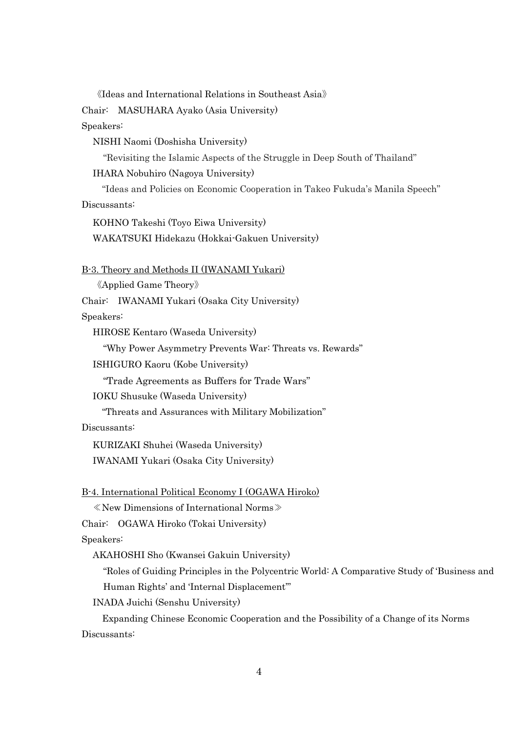《Ideas and International Relations in Southeast Asia》

Chair: MASUHARA Ayako (Asia University)

Speakers:

NISHI Naomi (Doshisha University)

"Revisiting the Islamic Aspects of the Struggle in Deep South of Thailand"

IHARA Nobuhiro (Nagoya University)

"Ideas and Policies on Economic Cooperation in Takeo Fukuda's Manila Speech"

Discussants:

KOHNO Takeshi (Toyo Eiwa University)

WAKATSUKI Hidekazu (Hokkai-Gakuen University)

<u>B-3. Theory and Methods II (IWANAMI Yukari)</u>

《Applied Game Theory》

Chair: IWANAMI Yukari (Osaka City University)

Speakers:

HIROSE Kentaro (Waseda University)

"Why Power Asymmetry Prevents War: Threats vs. Rewards"

ISHIGURO Kaoru (Kobe University)

"Trade Agreements as Buffers for Trade Wars"

IOKU Shusuke (Waseda University)

"Threats and Assurances with Military Mobilization"

Discussants:

KURIZAKI Shuhei (Waseda University)

IWANAMI Yukari (Osaka City University)

<u>B-4. International Political Economy I (OGAWA Hiroko)</u>

≪New Dimensions of International Norms≫

Chair: OGAWA Hiroko (Tokai University)

Speakers:

AKAHOSHI Sho (Kwansei Gakuin University)

"Roles of Guiding Principles in the Polycentric World: A Comparative Study of 'Business and Human Rights' and 'Internal Displacement'"

INADA Juichi (Senshu University)

Expanding Chinese Economic Cooperation and the Possibility of a Change of its Norms

Discussants: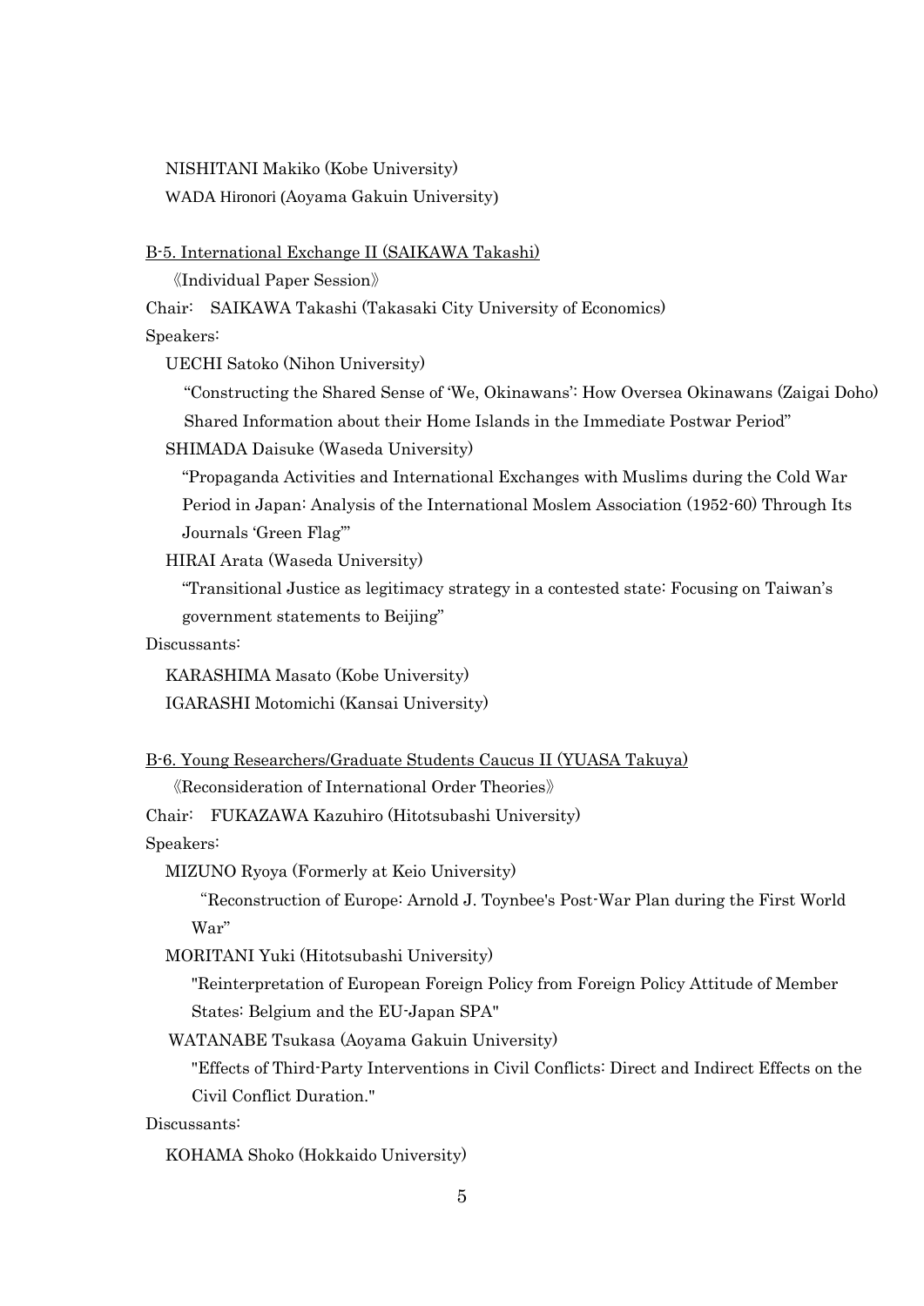NISHITANI Makiko (Kobe University)

WADA Hironori (Aoyama Gakuin University)

<u>B-5. International Exchange II (SAIKAWA Takashi)</u>

《Individual Paper Session》

Chair: SAIKAWA Takashi (Takasaki City University of Economics)

Speakers:

UECHI Satoko (Nihon University)

"Constructing the Shared Sense of 'We, Okinawans': How Oversea Okinawans (Zaigai Doho) Shared Information about their Home Islands in the Immediate Postwar Period"

SHIMADA Daisuke (Waseda University)

"Propaganda Activities and International Exchanges with Muslims during the Cold War Period in Japan: Analysis of the International Moslem Association (1952-60) Through Its Journals 'Green Flag'"

HIRAI Arata (Waseda University)

"Transitional Justice as legitimacy strategy in a contested state: Focusing on Taiwan's government statements to Beijing"

Discussants:

KARASHIMA Masato (Kobe University)

IGARASHI Motomichi (Kansai University)

<u>B-6. Young Researchers/Graduate Students Caucus II (YUASA Takuya)</u>

《Reconsideration of International Order Theories》

Chair: FUKAZAWA Kazuhiro (Hitotsubashi University)

Speakers:

MIZUNO Ryoya (Formerly at Keio University)

"Reconstruction of Europe: Arnold J. Toynbee's Post-War Plan during the First World War"

MORITANI Yuki (Hitotsubashi University)

"Reinterpretation of European Foreign Policy from Foreign Policy Attitude of Member States: Belgium and the EU-Japan SPA"

WATANABE Tsukasa (Aoyama Gakuin University)

"Effects of Third-Party Interventions in Civil Conflicts: Direct and Indirect Effects on the Civil Conflict Duration."

Discussants:

KOHAMA Shoko (Hokkaido University)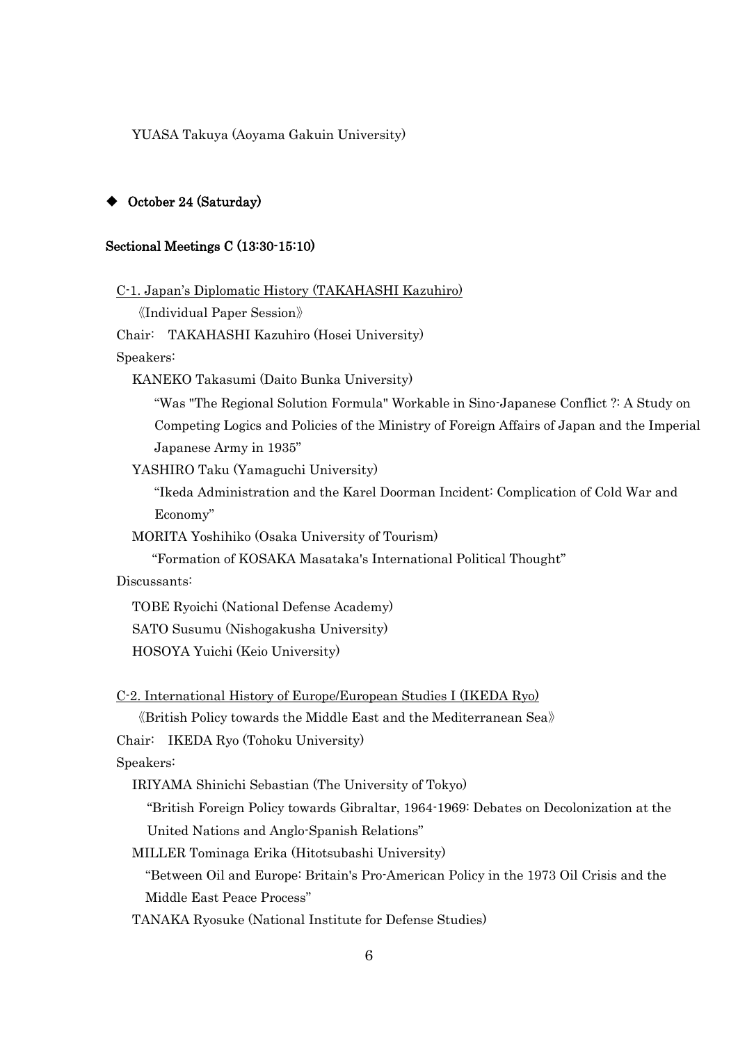YUASA Takuya (Aoyama Gakuin University)

## ◆ October 24 (Saturday)

### Sectional Meetings C (13:30-15:10)

C-1. Japan's Diplomatic History (TAKAHASHI Kazuhiro)

《Individual Paper Session》

Chair: TAKAHASHI Kazuhiro (Hosei University)

Speakers:

KANEKO Takasumi (Daito Bunka University)

"Was "The Regional Solution Formula" Workable in Sino-Japanese Conflict ?: A Study on Competing Logics and Policies of the Ministry of Foreign Affairs of Japan and the Imperial Japanese Army in 1935"

YASHIRO Taku (Yamaguchi University)

"Ikeda Administration and the Karel Doorman Incident: Complication of Cold War and Economy"

MORITA Yoshihiko (Osaka University of Tourism)

"Formation of KOSAKA Masataka's International Political Thought"

Discussants:

TOBE Ryoichi (National Defense Academy)

SATO Susumu (Nishogakusha University)

HOSOYA Yuichi (Keio University)

C-2. International History of Europe/European Studies I (IKEDA Ryo)

《British Policy towards the Middle East and the Mediterranean Sea》

Chair: IKEDA Ryo (Tohoku University)

Speakers:

IRIYAMA Shinichi Sebastian (The University of Tokyo)

"British Foreign Policy towards Gibraltar, 1964-1969: Debates on Decolonization at the United Nations and Anglo-Spanish Relations"

MILLER Tominaga Erika (Hitotsubashi University)

"Between Oil and Europe: Britain's Pro-American Policy in the 1973 Oil Crisis and the Middle East Peace Process"

TANAKA Ryosuke (National Institute for Defense Studies)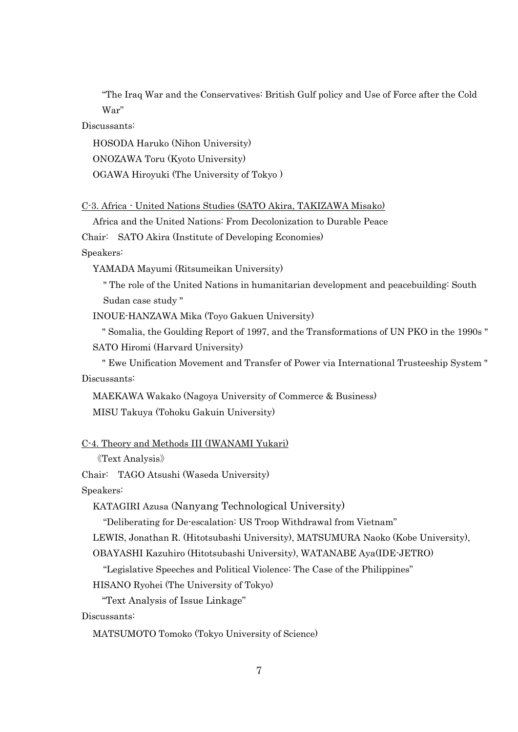"The Iraq War and the Conservatives: British Gulf policy and Use of Force after the Cold War"

Discussants:

HOSODA Haruko (Nihon University)

ONOZAWA Toru (Kyoto University)

OGAWA Hiroyuki (The University of Tokyo )

C-3. Africa - United Nations Studies (SATO Akira, TAKIZAWA Misako)

Africa and the United Nations: From Decolonization to Durable Peace

Chair: SATO Akira (Institute of Developing Economies)

Speakers:

YAMADA Mayumi (Ritsumeikan University)

" The role of the United Nations in humanitarian development and peacebuilding: South Sudan case study "

INOUE-HANZAWA Mika (Toyo Gakuen University)

" Somalia, the Goulding Report of 1997, and the Transformations of UN PKO in the 1990s "

SATO Hiromi (Harvard University)

" Ewe Unification Movement and Transfer of Power via International Trusteeship System "

Discussants:

MAEKAWA Wakako (Nagoya University of Commerce & Business)

MISU Takuya (Tohoku Gakuin University)

C-4. Theory and Methods III (IWANAMI Yukari)

《Text Analysis》

Chair: TAGO Atsushi (Waseda University)

Speakers:

KATAGIRI Azusa (Nanyang Technological University)

"Deliberating for De-escalation: US Troop Withdrawal from Vietnam"

LEWIS, Jonathan R. (Hitotsubashi University), MATSUMURA Naoko (Kobe University), OBAYASHI Kazuhiro (Hitotsubashi University), WATANABE Aya(IDE-JETRO)

"Legislative Speeches and Political Violence: The Case of the Philippines"

HISANO Ryohei (The University of Tokyo)

"Text Analysis of Issue Linkage"

Discussants:

MATSUMOTO Tomoko (Tokyo University of Science)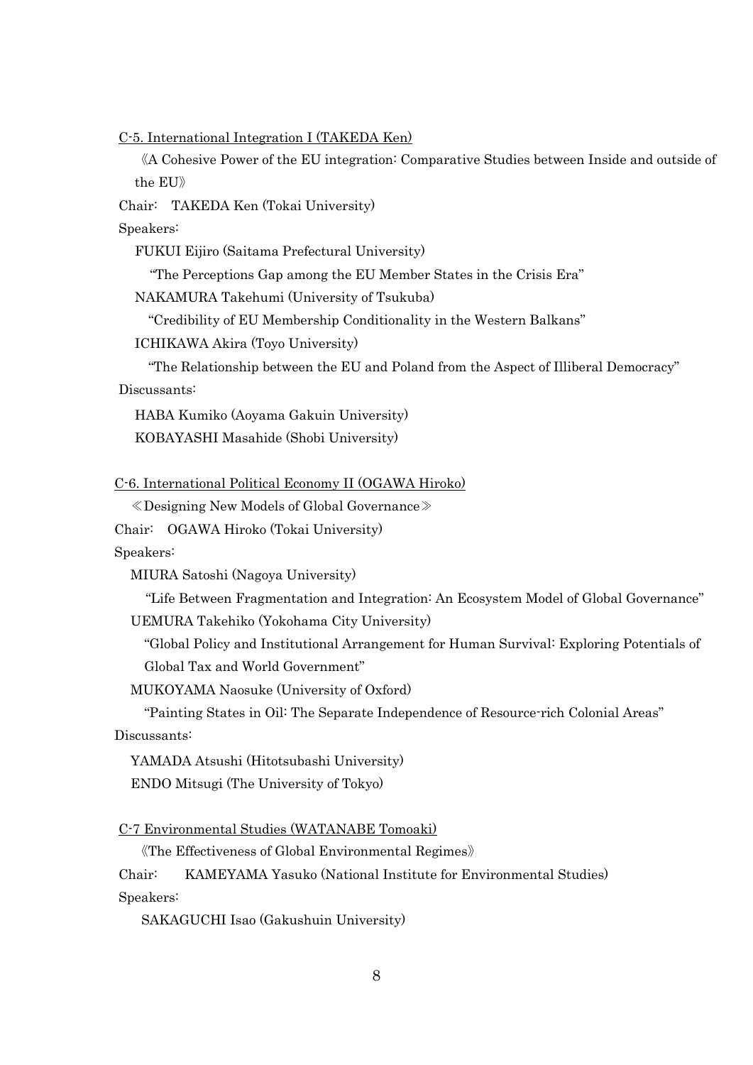<u>C-5. International Integration I (TAKEDA Ken)</u>

《A Cohesive Power of the EU integration: Comparative Studies between Inside and outside of the EU》

Chair: TAKEDA Ken (Tokai University)

Speakers:

FUKUI Eijiro (Saitama Prefectural University)

"The Perceptions Gap among the EU Member States in the Crisis Era"

NAKAMURA Takehumi (University of Tsukuba)

"Credibility of EU Membership Conditionality in the Western Balkans"

ICHIKAWA Akira (Toyo University)

"The Relationship between the EU and Poland from the Aspect of Illiberal Democracy"

Discussants:

HABA Kumiko (Aoyama Gakuin University)

KOBAYASHI Masahide (Shobi University)

<u>C-6. International Political Economy II (OGAWA Hiroko)</u>

≪Designing New Models of Global Governance≫

Chair: OGAWA Hiroko (Tokai University)

Speakers:

MIURA Satoshi (Nagoya University)

"Life Between Fragmentation and Integration: An Ecosystem Model of Global Governance"

UEMURA Takehiko (Yokohama City University)

"Global Policy and Institutional Arrangement for Human Survival: Exploring Potentials of Global Tax and World Government"

MUKOYAMA Naosuke (University of Oxford)

"Painting States in Oil: The Separate Independence of Resource-rich Colonial Areas"

Discussants:

YAMADA Atsushi (Hitotsubashi University)

ENDO Mitsugi (The University of Tokyo)

<u>C-7 Environmental Studies (WATANABE Tomoaki)</u>

《The Effectiveness of Global Environmental Regimes》

Chair: KAMEYAMA Yasuko (National Institute for Environmental Studies)

Speakers:

SAKAGUCHI Isao (Gakushuin University)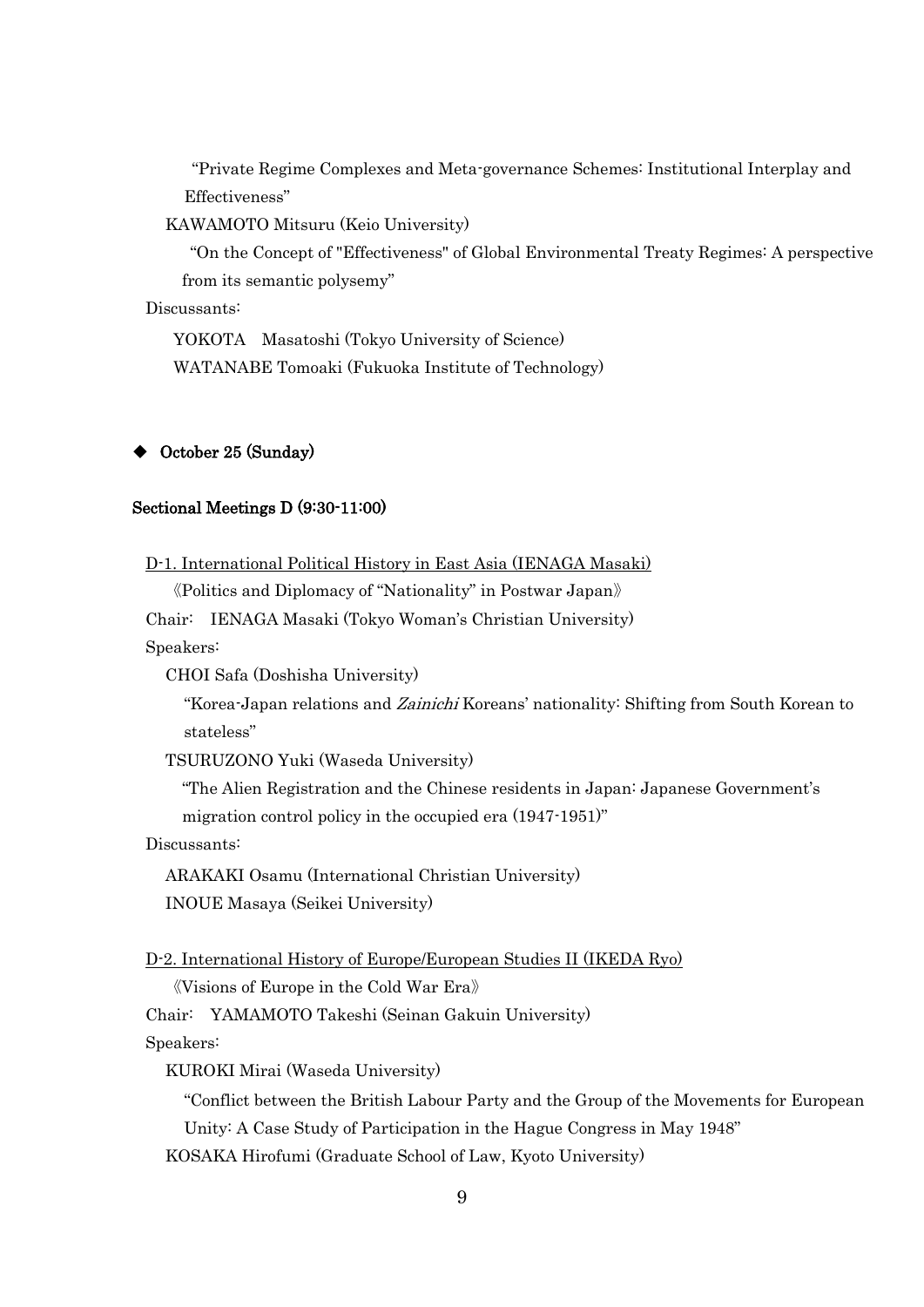"Private Regime Complexes and Meta-governance Schemes: Institutional Interplay and Effectiveness"

KAWAMOTO Mitsuru (Keio University)

"On the Concept of "Effectiveness" of Global Environmental Treaty Regimes: A perspective from its semantic polysemy"

Discussants:

YOKOTA Masatoshi (Tokyo University of Science)

WATANABE Tomoaki (Fukuoka Institute of Technology)

## ◆ October 25 (Sunday)

### Sectional Meetings D (9:30-11:00)

D-1. International Political History in East Asia (IENAGA Masaki)

《Politics and Diplomacy of "Nationality" in Postwar Japan》

Chair: IENAGA Masaki (Tokyo Woman's Christian University)

Speakers:

CHOI Safa (Doshisha University)

"Korea-Japan relations and *Zainichi* Koreans' nationality: Shifting from South Korean to stateless"

TSURUZONO Yuki (Waseda University)

"The Alien Registration and the Chinese residents in Japan: Japanese Government's migration control policy in the occupied era (1947-1951)"

Discussants:

ARAKAKI Osamu (International Christian University)

INOUE Masaya (Seikei University)

D-2. International History of Europe/European Studies II (IKEDA Ryo)

《Visions of Europe in the Cold War Era》

Chair: YAMAMOTO Takeshi (Seinan Gakuin University)

Speakers:

KUROKI Mirai (Waseda University)

"Conflict between the British Labour Party and the Group of the Movements for European Unity: A Case Study of Participation in the Hague Congress in May 1948"

KOSAKA Hirofumi (Graduate School of Law, Kyoto University)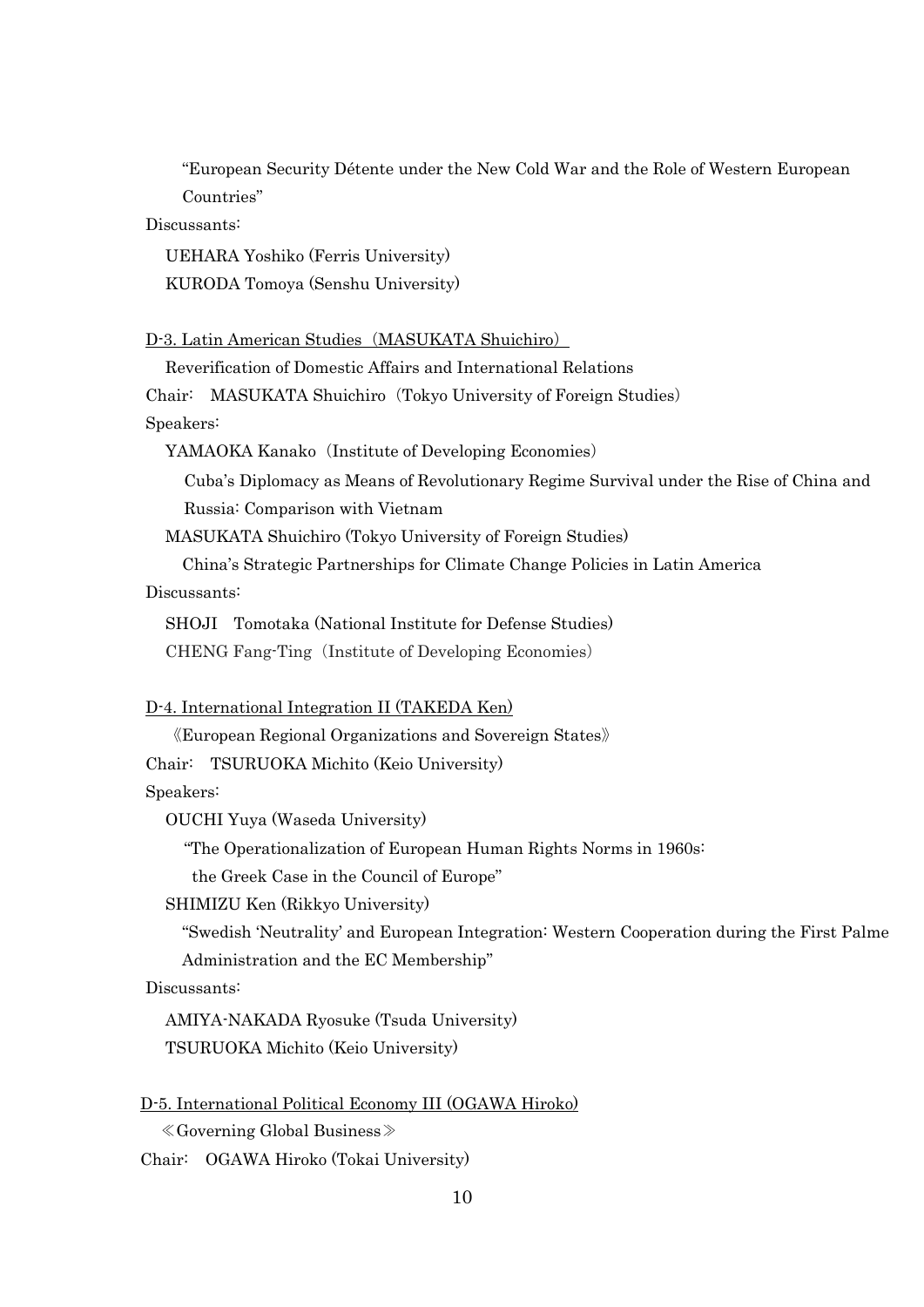"European Security Détente under the New Cold War and the Role of Western European Countries"

Discussants:

UEHARA Yoshiko (Ferris University)

KURODA Tomoya (Senshu University)

D-3. Latin American Studies（MASUKATA Shuichiro）

Reverification of Domestic Affairs and International Relations

Chair: MASUKATA Shuichiro（Tokyo University of Foreign Studies）

Speakers:

YAMAOKA Kanako（Institute of Developing Economies）

Cuba's Diplomacy as Means of Revolutionary Regime Survival under the Rise of China and Russia: Comparison with Vietnam

MASUKATA Shuichiro (Tokyo University of Foreign Studies)

China's Strategic Partnerships for Climate Change Policies in Latin America

Discussants:

SHOJI Tomotaka (National Institute for Defense Studies)

CHENG Fang-Ting（Institute of Developing Economies）

D-4. International Integration II (TAKEDA Ken)

《European Regional Organizations and Sovereign States》

Chair: TSURUOKA Michito (Keio University)

Speakers:

OUCHI Yuya (Waseda University)

"The Operationalization of European Human Rights Norms in 1960s: the Greek Case in the Council of Europe"

SHIMIZU Ken (Rikkyo University)

"Swedish 'Neutrality' and European Integration: Western Cooperation during the First Palme Administration and the EC Membership"

Discussants:

AMIYA-NAKADA Ryosuke (Tsuda University)

TSURUOKA Michito (Keio University)

D-5. International Political Economy III (OGAWA Hiroko)

≪Governing Global Business≫

Chair: OGAWA Hiroko (Tokai University)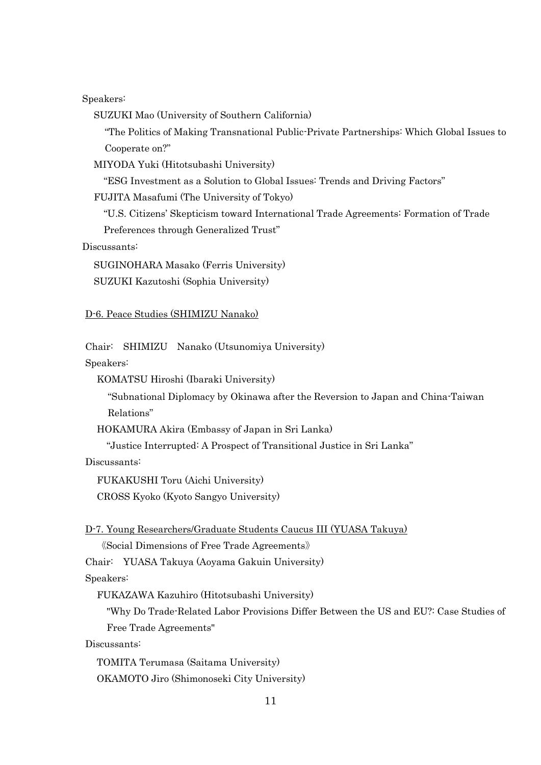Speakers:

SUZUKI Mao (University of Southern California)

"The Politics of Making Transnational Public-Private Partnerships: Which Global Issues to Cooperate on?"

MIYODA Yuki (Hitotsubashi University)

"ESG Investment as a Solution to Global Issues: Trends and Driving Factors"

FUJITA Masafumi (The University of Tokyo)

"U.S. Citizens' Skepticism toward International Trade Agreements: Formation of Trade Preferences through Generalized Trust"

Discussants:

SUGINOHARA Masako (Ferris University)

SUZUKI Kazutoshi (Sophia University)

D-6. Peace Studies (SHIMIZU Nanako)

Chair: SHIMIZU Nanako (Utsunomiya University)

Speakers:

KOMATSU Hiroshi (Ibaraki University)

"Subnational Diplomacy by Okinawa after the Reversion to Japan and China-Taiwan Relations"

HOKAMURA Akira (Embassy of Japan in Sri Lanka)

"Justice Interrupted: A Prospect of Transitional Justice in Sri Lanka"

Discussants:

FUKAKUSHI Toru (Aichi University)

CROSS Kyoko (Kyoto Sangyo University)

D-7. Young Researchers/Graduate Students Caucus III (YUASA Takuya)

《Social Dimensions of Free Trade Agreements》

Chair: YUASA Takuya (Aoyama Gakuin University)

Speakers:

FUKAZAWA Kazuhiro (Hitotsubashi University)

"Why Do Trade-Related Labor Provisions Differ Between the US and EU?: Case Studies of Free Trade Agreements"

Discussants:

TOMITA Terumasa (Saitama University)

OKAMOTO Jiro (Shimonoseki City University)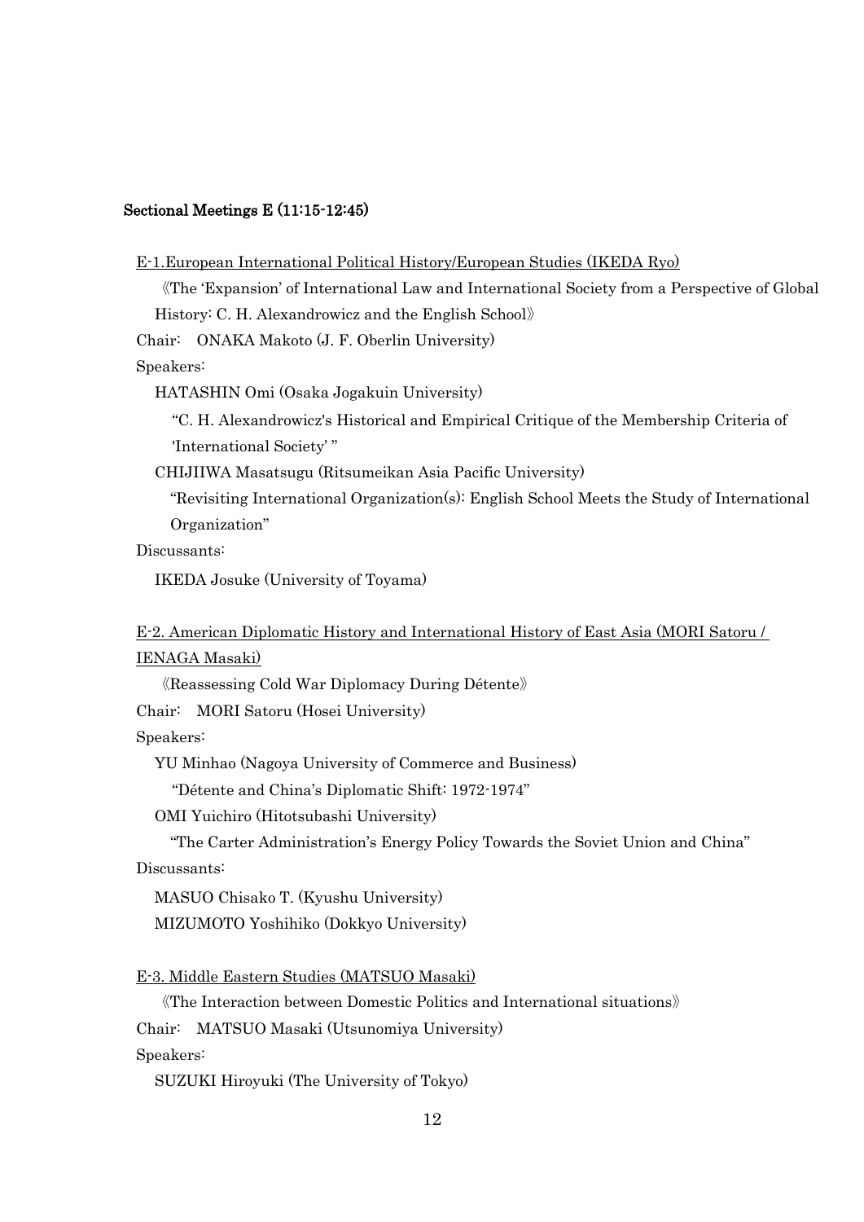### Sectional Meetings E (11:15-12:45)

E-1.European International Political History/European Studies (IKEDA Ryo)

《The 'Expansion' of International Law and International Society from a Perspective of Global History: C. H. Alexandrowicz and the English School》

Chair: ONAKA Makoto (J. F. Oberlin University)

Speakers:

HATASHIN Omi (Osaka Jogakuin University)

"C. H. Alexandrowicz's Historical and Empirical Critique of the Membership Criteria of 'International Society' "

CHIJIIWA Masatsugu (Ritsumeikan Asia Pacific University)

"Revisiting International Organization(s): English School Meets the Study of International Organization"

Discussants:

IKEDA Josuke (University of Toyama)

E-2. American Diplomatic History and International History of East Asia (MORI Satoru / IENAGA Masaki)

《Reassessing Cold War Diplomacy During Détente》

Chair: MORI Satoru (Hosei University)

Speakers:

YU Minhao (Nagoya University of Commerce and Business)

"Détente and China's Diplomatic Shift: 1972-1974"

OMI Yuichiro (Hitotsubashi University)

"The Carter Administration's Energy Policy Towards the Soviet Union and China"

Discussants:

MASUO Chisako T. (Kyushu University)

MIZUMOTO Yoshihiko (Dokkyo University)

E-3. Middle Eastern Studies (MATSUO Masaki)

《The Interaction between Domestic Politics and International situations》

Chair: MATSUO Masaki (Utsunomiya University)

Speakers:

SUZUKI Hiroyuki (The University of Tokyo)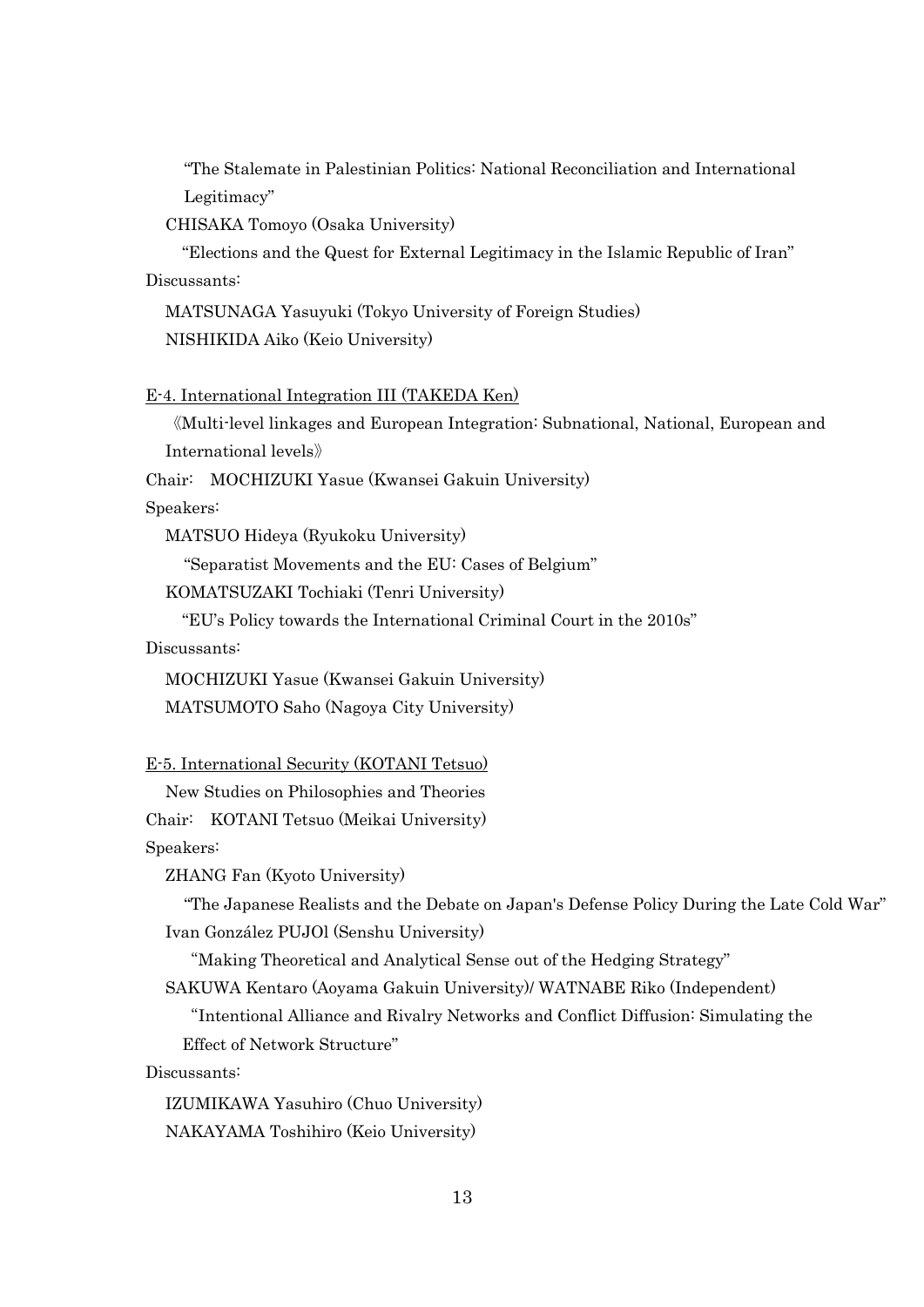"The Stalemate in Palestinian Politics: National Reconciliation and International Legitimacy"

CHISAKA Tomoyo (Osaka University)

"Elections and the Quest for External Legitimacy in the Islamic Republic of Iran"

Discussants:

MATSUNAGA Yasuyuki (Tokyo University of Foreign Studies)

NISHIKIDA Aiko (Keio University)

E-4. International Integration III (TAKEDA Ken)

《Multi-level linkages and European Integration: Subnational, National, European and International levels》

Chair:　MOCHIZUKI Yasue (Kwansei Gakuin University)

Speakers:

MATSUO Hideya (Ryukoku University)

"Separatist Movements and the EU: Cases of Belgium"

KOMATSUZAKI Tochiaki (Tenri University)

"EU's Policy towards the International Criminal Court in the 2010s"

Discussants:

MOCHIZUKI Yasue (Kwansei Gakuin University)

MATSUMOTO Saho (Nagoya City University)

E-5. International Security (KOTANI Tetsuo)

New Studies on Philosophies and Theories

Chair:　KOTANI Tetsuo (Meikai University)

Speakers:

ZHANG Fan (Kyoto University)

"The Japanese Realists and the Debate on Japan's Defense Policy During the Late Cold War"

Ivan González PUJOl (Senshu University)

"Making Theoretical and Analytical Sense out of the Hedging Strategy"

SAKUWA Kentaro (Aoyama Gakuin University)/ WATNABE Riko (Independent)

"Intentional Alliance and Rivalry Networks and Conflict Diffusion: Simulating the Effect of Network Structure"

Discussants:

IZUMIKAWA Yasuhiro (Chuo University)

NAKAYAMA Toshihiro (Keio University)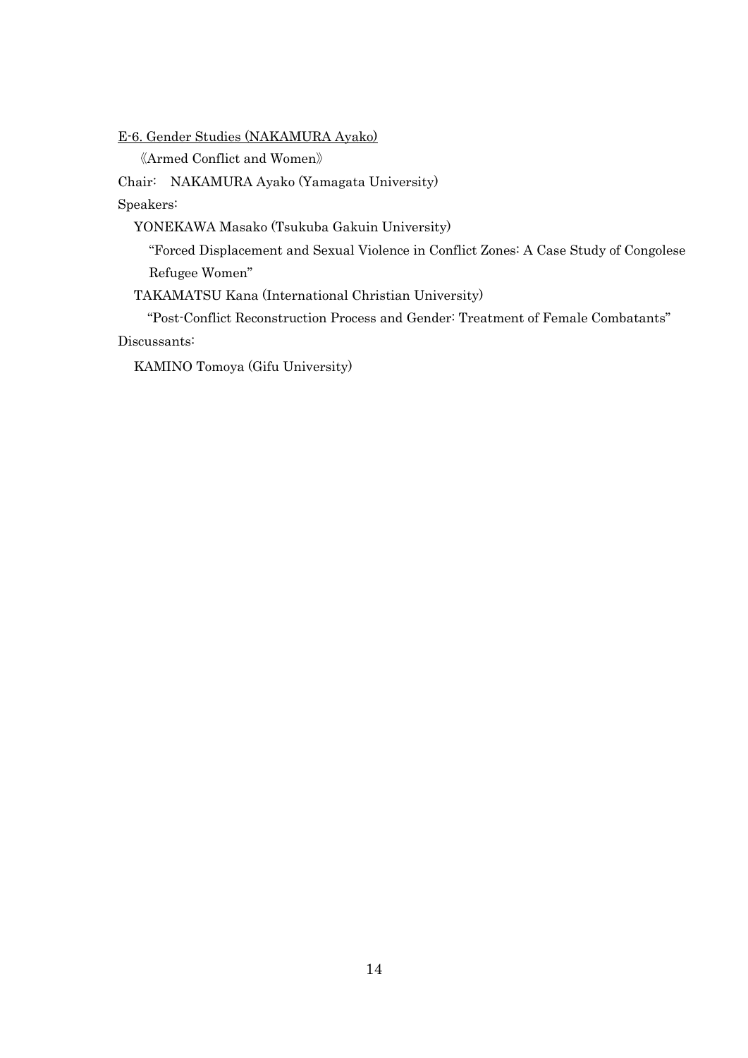<u>E-6. Gender Studies (NAKAMURA Ayako)</u>

《Armed Conflict and Women》

Chair: NAKAMURA Ayako (Yamagata University)

Speakers:

YONEKAWA Masako (Tsukuba Gakuin University)

"Forced Displacement and Sexual Violence in Conflict Zones: A Case Study of Congolese Refugee Women"

TAKAMATSU Kana (International Christian University)

"Post-Conflict Reconstruction Process and Gender: Treatment of Female Combatants"

Discussants:

KAMINO Tomoya (Gifu University)